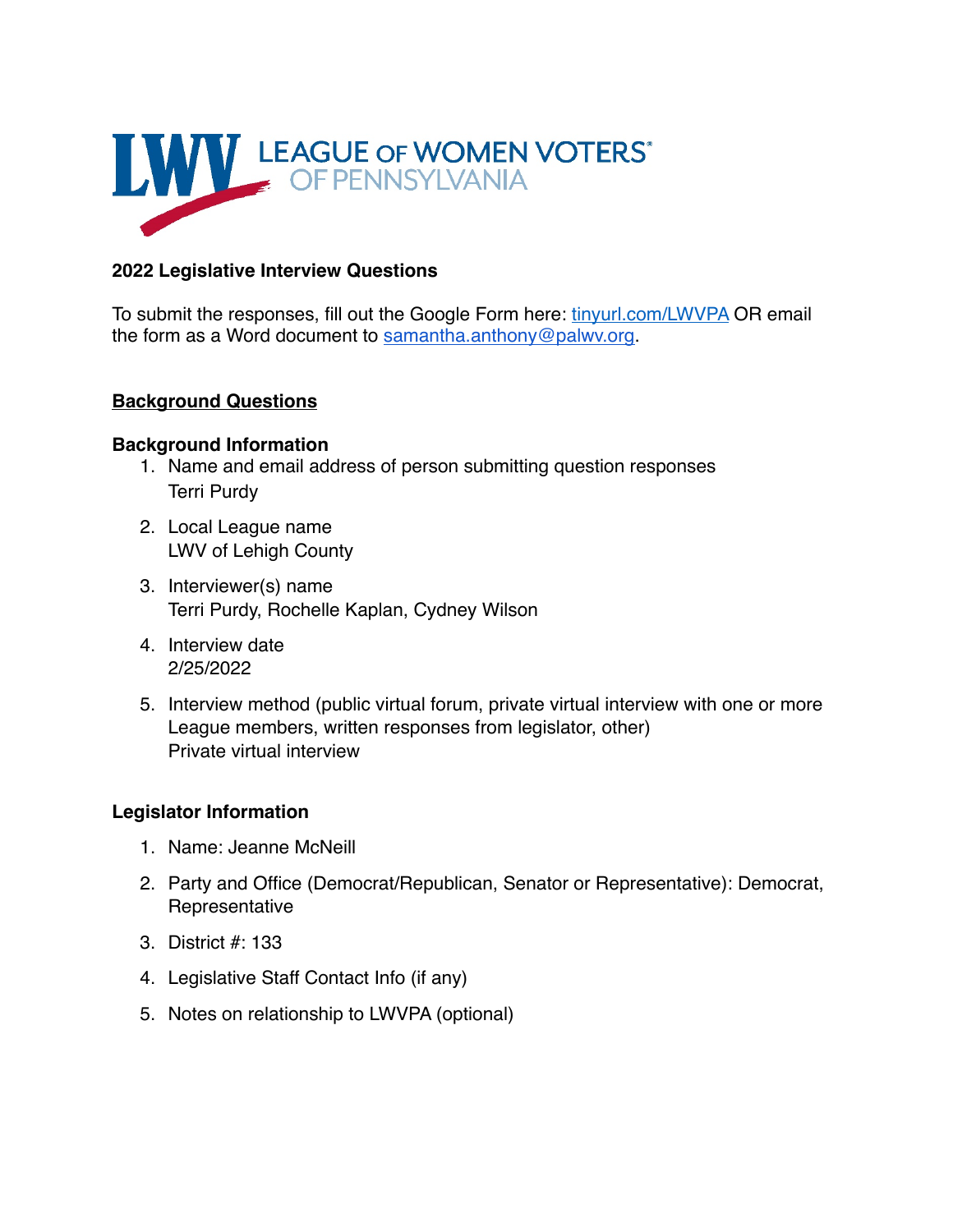LEAGUE OF WOMEN VOTERS OF PENNSYLVANIA

**2022 Legislative Interview Questions**

To submit the responses, fill out the Google Form here: tinyurl.com/LWVPA OR email the form as a Word document to samantha.anthony@palwv.org.

## Background Questions

### Background Information

1. Name and email address of person submitting question responses
   Terri Purdy
2. Local League name
   LWV of Lehigh County
3. Interviewer(s) name
   Terri Purdy, Rochelle Kaplan, Cydney Wilson
4. Interview date
   2/25/2022
5. Interview method (public virtual forum, private virtual interview with one or more League members, written responses from legislator, other)
   Private virtual interview

### Legislator Information

1. Name: Jeanne McNeill
2. Party and Office (Democrat/Republican, Senator or Representative): Democrat, Representative
3. District #: 133
4. Legislative Staff Contact Info (if any)
5. Notes on relationship to LWVPA (optional)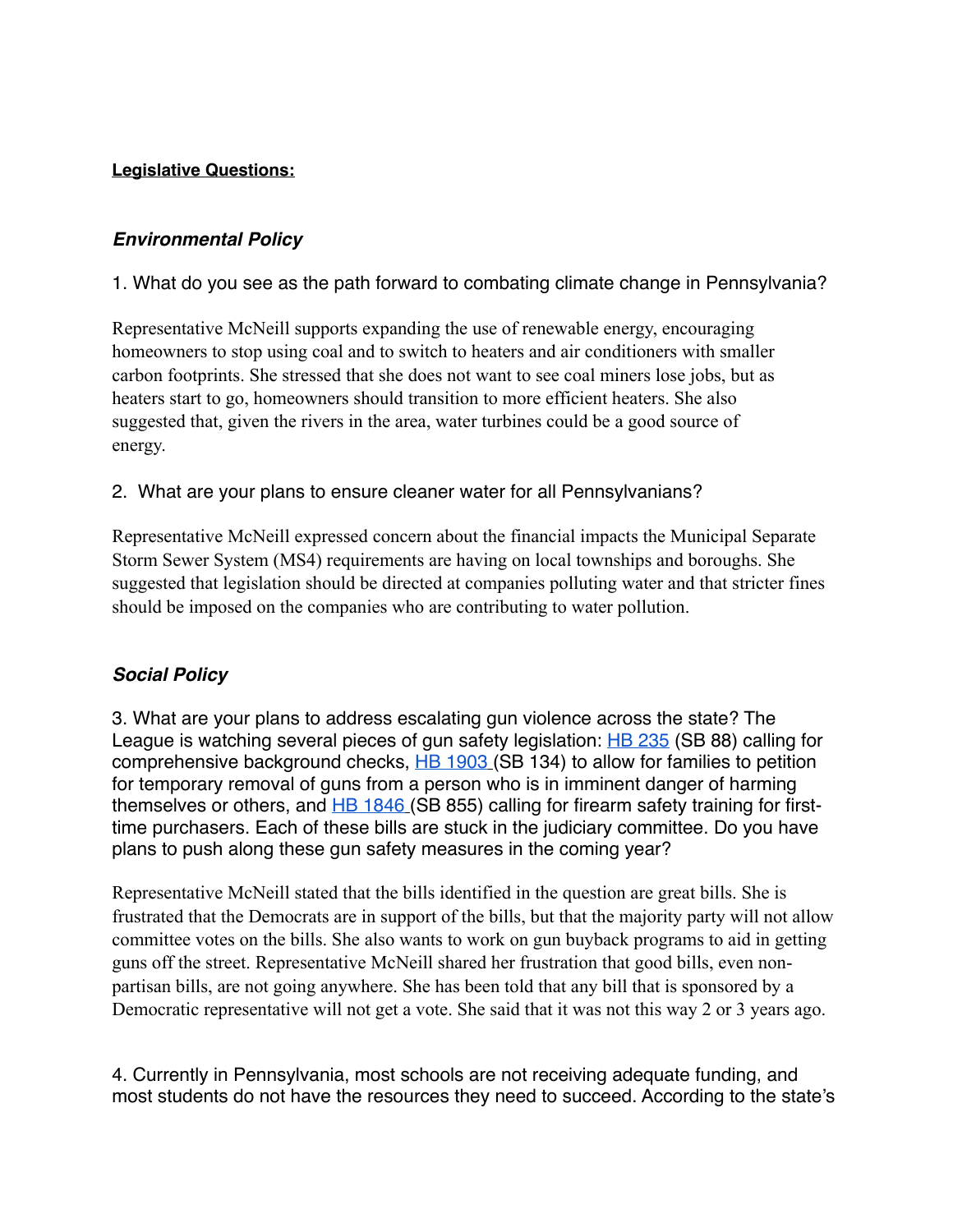**Legislative Questions:**

### *Environmental Policy*

1. What do you see as the path forward to combating climate change in Pennsylvania?

Representative McNeill supports expanding the use of renewable energy, encouraging homeowners to stop using coal and to switch to heaters and air conditioners with smaller carbon footprints. She stressed that she does not want to see coal miners lose jobs, but as heaters start to go, homeowners should transition to more efficient heaters. She also suggested that, given the rivers in the area, water turbines could be a good source of energy.

2. What are your plans to ensure cleaner water for all Pennsylvanians?

Representative McNeill expressed concern about the financial impacts the Municipal Separate Storm Sewer System (MS4) requirements are having on local townships and boroughs. She suggested that legislation should be directed at companies polluting water and that stricter fines should be imposed on the companies who are contributing to water pollution.

### *Social Policy*

3. What are your plans to address escalating gun violence across the state? The League is watching several pieces of gun safety legislation: HB 235 (SB 88) calling for comprehensive background checks, HB 1903 (SB 134) to allow for families to petition for temporary removal of guns from a person who is in imminent danger of harming themselves or others, and HB 1846 (SB 855) calling for firearm safety training for first-time purchasers. Each of these bills are stuck in the judiciary committee. Do you have plans to push along these gun safety measures in the coming year?

Representative McNeill stated that the bills identified in the question are great bills. She is frustrated that the Democrats are in support of the bills, but that the majority party will not allow committee votes on the bills. She also wants to work on gun buyback programs to aid in getting guns off the street. Representative McNeill shared her frustration that good bills, even non-partisan bills, are not going anywhere. She has been told that any bill that is sponsored by a Democratic representative will not get a vote. She said that it was not this way 2 or 3 years ago.

4. Currently in Pennsylvania, most schools are not receiving adequate funding, and most students do not have the resources they need to succeed. According to the state's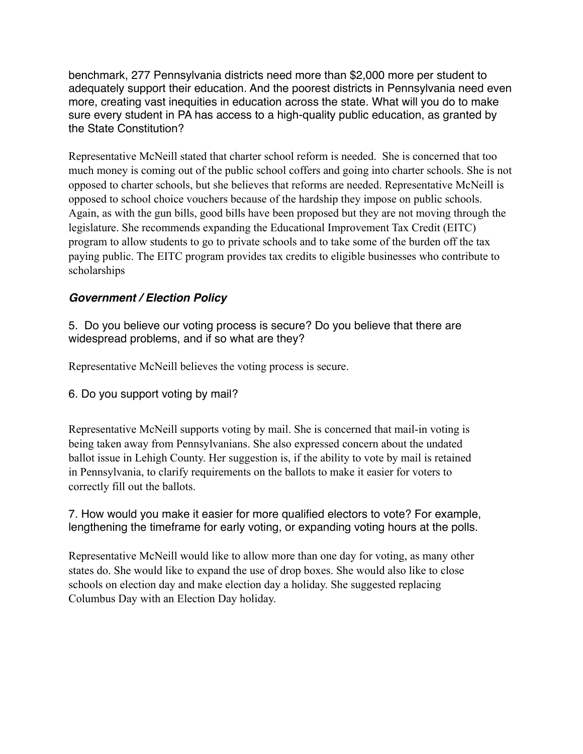benchmark, 277 Pennsylvania districts need more than $2,000 more per student to adequately support their education. And the poorest districts in Pennsylvania need even more, creating vast inequities in education across the state. What will you do to make sure every student in PA has access to a high-quality public education, as granted by the State Constitution?

Representative McNeill stated that charter school reform is needed. She is concerned that too much money is coming out of the public school coffers and going into charter schools. She is not opposed to charter schools, but she believes that reforms are needed. Representative McNeill is opposed to school choice vouchers because of the hardship they impose on public schools. Again, as with the gun bills, good bills have been proposed but they are not moving through the legislature. She recommends expanding the Educational Improvement Tax Credit (EITC) program to allow students to go to private schools and to take some of the burden off the tax paying public. The EITC program provides tax credits to eligible businesses who contribute to scholarships

### *Government / Election Policy*

5. Do you believe our voting process is secure? Do you believe that there are widespread problems, and if so what are they?

Representative McNeill believes the voting process is secure.

6. Do you support voting by mail?

Representative McNeill supports voting by mail. She is concerned that mail-in voting is being taken away from Pennsylvanians. She also expressed concern about the undated ballot issue in Lehigh County. Her suggestion is, if the ability to vote by mail is retained in Pennsylvania, to clarify requirements on the ballots to make it easier for voters to correctly fill out the ballots.

7. How would you make it easier for more qualified electors to vote? For example, lengthening the timeframe for early voting, or expanding voting hours at the polls.

Representative McNeill would like to allow more than one day for voting, as many other states do. She would like to expand the use of drop boxes. She would also like to close schools on election day and make election day a holiday. She suggested replacing Columbus Day with an Election Day holiday.